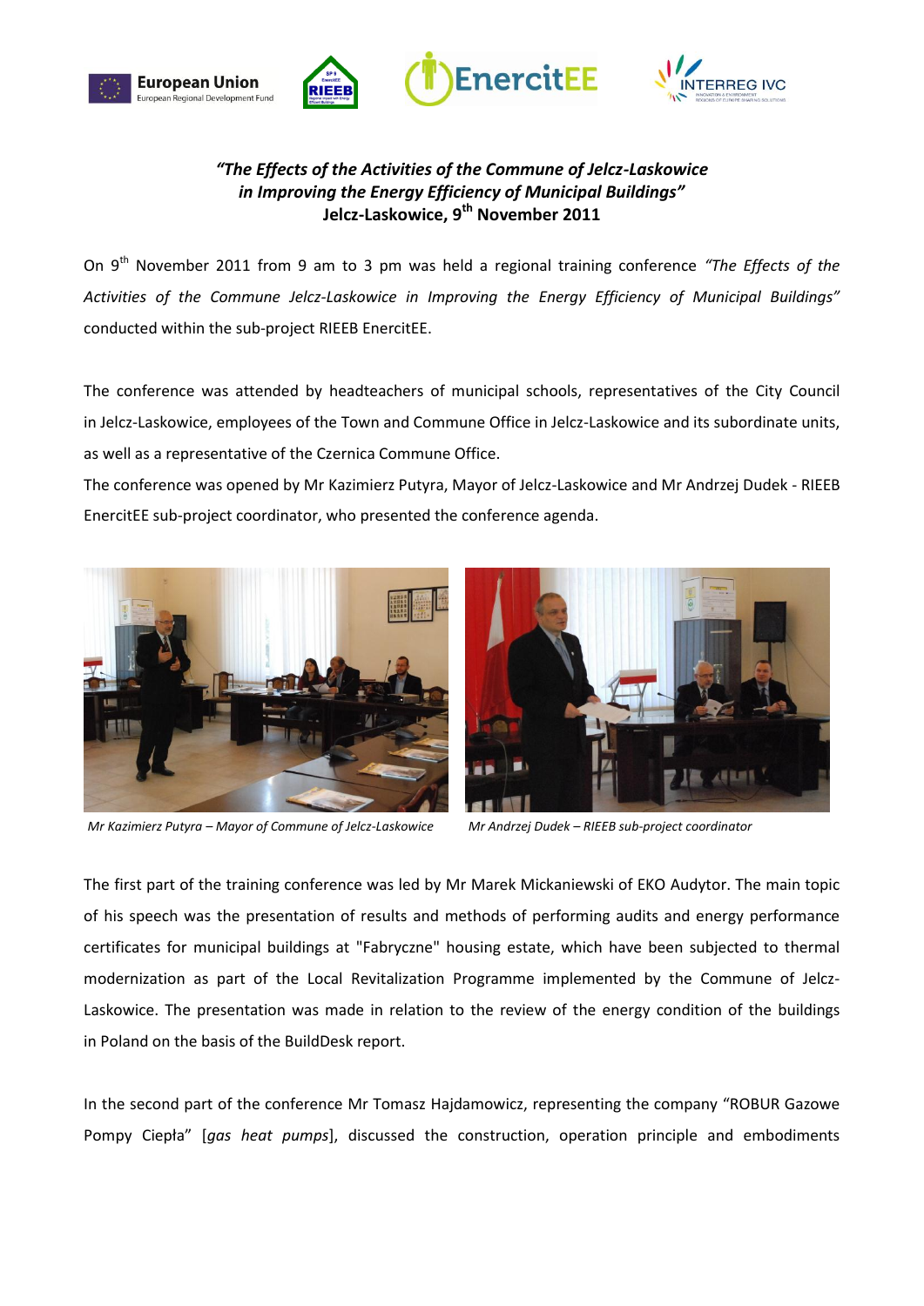***"The Effects of the Activities of the Commune of Jelcz-Laskowice in Improving the Energy Efficiency of Municipal Buildings"***
**Jelcz-Laskowice, 9th November 2011**

On 9th November 2011 from 9 am to 3 pm was held a regional training conference *"The Effects of the Activities of the Commune Jelcz-Laskowice in Improving the Energy Efficiency of Municipal Buildings"* conducted within the sub-project RIEEB EnercitEE.

The conference was attended by headteachers of municipal schools, representatives of the City Council in Jelcz-Laskowice, employees of the Town and Commune Office in Jelcz-Laskowice and its subordinate units, as well as a representative of the Czernica Commune Office.

The conference was opened by Mr Kazimierz Putyra, Mayor of Jelcz-Laskowice and Mr Andrzej Dudek - RIEEB EnercitEE sub-project coordinator, who presented the conference agenda.

*Mr Kazimierz Putyra – Mayor of Commune of Jelcz-Laskowice*

*Mr Andrzej Dudek – RIEEB sub-project coordinator*

The first part of the training conference was led by Mr Marek Mickaniewski of EKO Audytor. The main topic of his speech was the presentation of results and methods of performing audits and energy performance certificates for municipal buildings at "Fabryczne" housing estate, which have been subjected to thermal modernization as part of the Local Revitalization Programme implemented by the Commune of Jelcz-Laskowice. The presentation was made in relation to the review of the energy condition of the buildings in Poland on the basis of the BuildDesk report.

In the second part of the conference Mr Tomasz Hajdamowicz, representing the company "ROBUR Gazowe Pompy Ciepła" [*gas heat pumps*], discussed the construction, operation principle and embodiments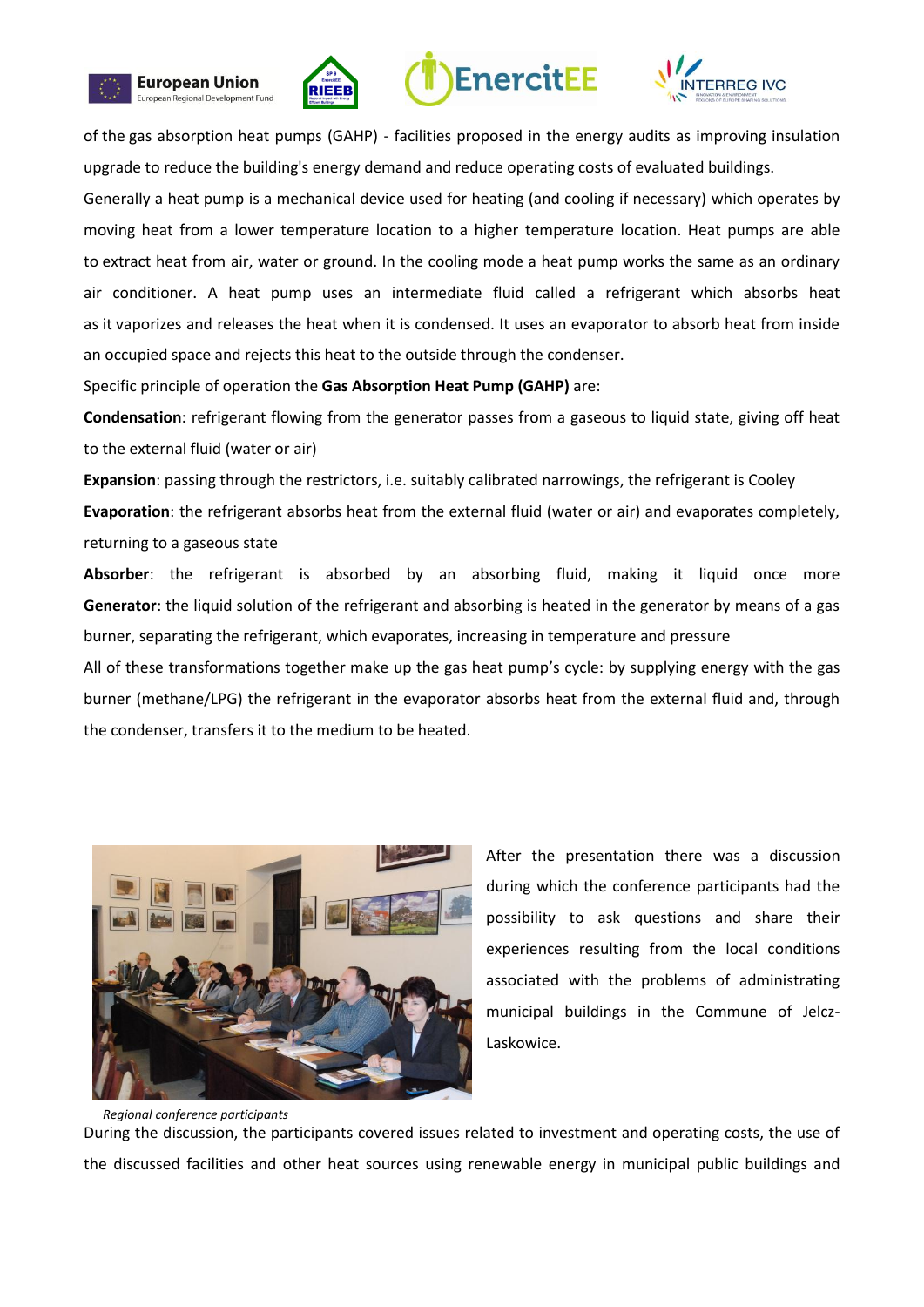of the gas absorption heat pumps (GAHP) - facilities proposed in the energy audits as improving insulation upgrade to reduce the building's energy demand and reduce operating costs of evaluated buildings.

Generally a heat pump is a mechanical device used for heating (and cooling if necessary) which operates by moving heat from a lower temperature location to a higher temperature location. Heat pumps are able to extract heat from air, water or ground. In the cooling mode a heat pump works the same as an ordinary air conditioner. A heat pump uses an intermediate fluid called a refrigerant which absorbs heat as it vaporizes and releases the heat when it is condensed. It uses an evaporator to absorb heat from inside an occupied space and rejects this heat to the outside through the condenser.

Specific principle of operation the **Gas Absorption Heat Pump (GAHP)** are:

**Condensation**: refrigerant flowing from the generator passes from a gaseous to liquid state, giving off heat to the external fluid (water or air)

**Expansion**: passing through the restrictors, i.e. suitably calibrated narrowings, the refrigerant is Cooley

**Evaporation**: the refrigerant absorbs heat from the external fluid (water or air) and evaporates completely, returning to a gaseous state

**Absorber**: the refrigerant is absorbed by an absorbing fluid, making it liquid once more

**Generator**: the liquid solution of the refrigerant and absorbing is heated in the generator by means of a gas burner, separating the refrigerant, which evaporates, increasing in temperature and pressure

All of these transformations together make up the gas heat pump's cycle: by supplying energy with the gas burner (methane/LPG) the refrigerant in the evaporator absorbs heat from the external fluid and, through the condenser, transfers it to the medium to be heated.

After the presentation there was a discussion during which the conference participants had the possibility to ask questions and share their experiences resulting from the local conditions associated with the problems of administrating municipal buildings in the Commune of Jelcz-Laskowice.

*Regional conference participants*

During the discussion, the participants covered issues related to investment and operating costs, the use of the discussed facilities and other heat sources using renewable energy in municipal public buildings and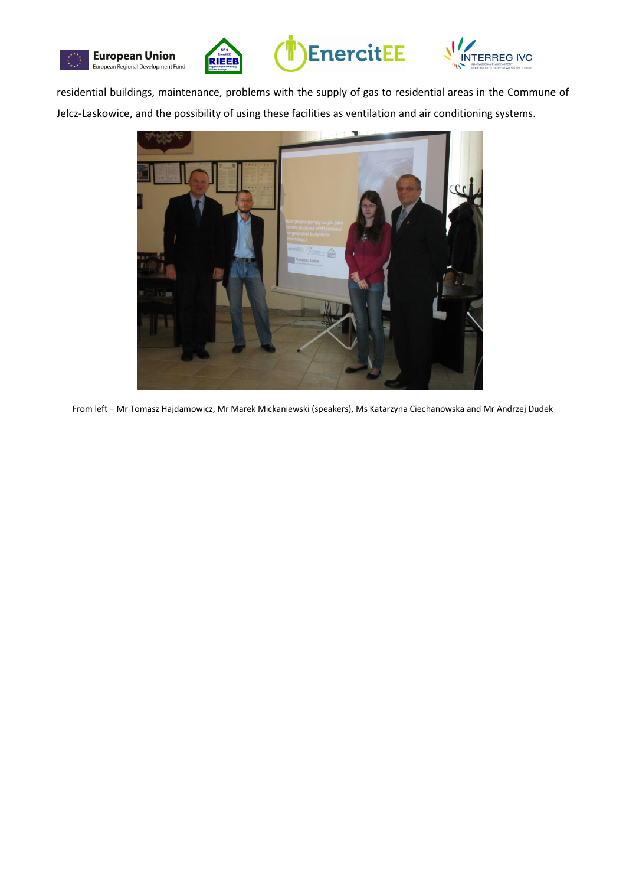residential buildings, maintenance, problems with the supply of gas to residential areas in the Commune of Jelcz-Laskowice, and the possibility of using these facilities as ventilation and air conditioning systems.

From left – Mr Tomasz Hajdamowicz, Mr Marek Mickaniewski (speakers), Ms Katarzyna Ciechanowska and Mr Andrzej Dudek